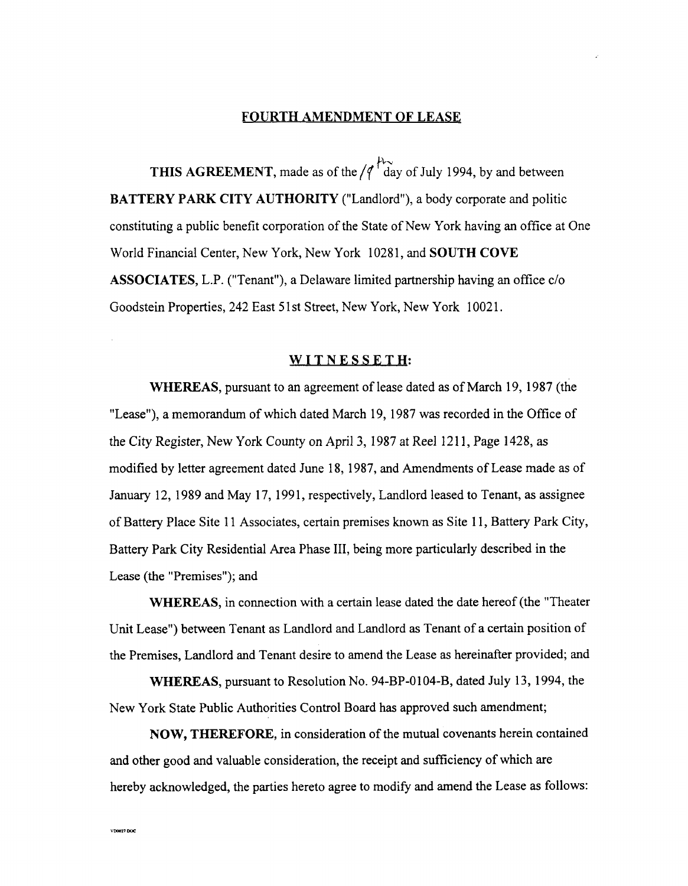# FOURTH AMENDMENT OF LEASE

**THIS AGREEMENT**, made as of the 19th day of July 1994, by and between **BATTERY PARK CITY AUTHORITY** ("Landlord"), a body corporate and politic constituting a public benefit corporation of the State of New York having an office at One World Financial Center, New York, New York 10281, and **SOUTH COVE ASSOCIATES**, L.P. ("Tenant"), a Delaware limited partnership having an office c/o Goodstein Properties, 242 East 51st Street, New York, New York 10021.

## WITNESSETH:

**WHEREAS**, pursuant to an agreement of lease dated as of March 19, 1987 (the "Lease"), a memorandum of which dated March 19, 1987 was recorded in the Office of the City Register, New York County on April 3, 1987 at Reel 1211, Page 1428, as modified by letter agreement dated June 18, 1987, and Amendments of Lease made as of January 12, 1989 and May 17, 1991, respectively, Landlord leased to Tenant, as assignee of Battery Place Site 11 Associates, certain premises known as Site 11, Battery Park City, Battery Park City Residential Area Phase III, being more particularly described in the Lease (the "Premises"); and

**WHEREAS**, in connection with a certain lease dated the date hereof (the "Theater Unit Lease") between Tenant as Landlord and Landlord as Tenant of a certain position of the Premises, Landlord and Tenant desire to amend the Lease as hereinafter provided; and

**WHEREAS**, pursuant to Resolution No. 94-BP-0104-B, dated July 13, 1994, the New York State Public Authorities Control Board has approved such amendment;

**NOW, THEREFORE**, in consideration of the mutual covenants herein contained and other good and valuable consideration, the receipt and sufficiency of which are hereby acknowledged, the parties hereto agree to modify and amend the Lease as follows: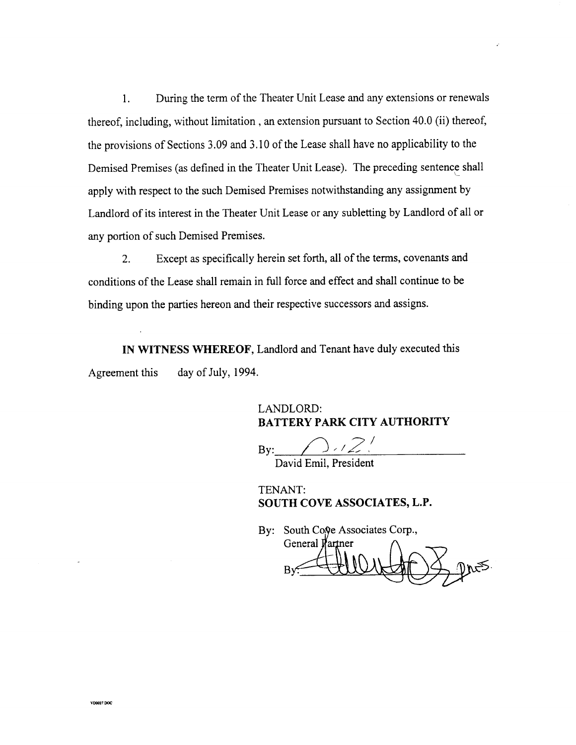1. During the term of the Theater Unit Lease and any extensions or renewals thereof, including, without limitation , an extension pursuant to Section 40.0 (ii) thereof, the provisions of Sections 3.09 and 3.10 of the Lease shall have no applicability to the Demised Premises (as defined in the Theater Unit Lease). The preceding sentence shall apply with respect to the such Demised Premises notwithstanding any assignment by Landlord of its interest in the Theater Unit Lease or any subletting by Landlord of all or any portion of such Demised Premises.

2. Except as specifically herein set forth, all of the terms, covenants and conditions of the Lease shall remain in full force and effect and shall continue to be binding upon the parties hereon and their respective successors and assigns.

**IN WITNESS WHEREOF**, Landlord and Tenant have duly executed this Agreement this day of July, 1994.

LANDLORD:
**BATTERY PARK CITY AUTHORITY**

By: ______________________
David Emil, President

TENANT:
**SOUTH COVE ASSOCIATES, L.P.**

By: South Cove Associates Corp.,
General Partner

By: ______________________ Pres.

VD0037.DOC